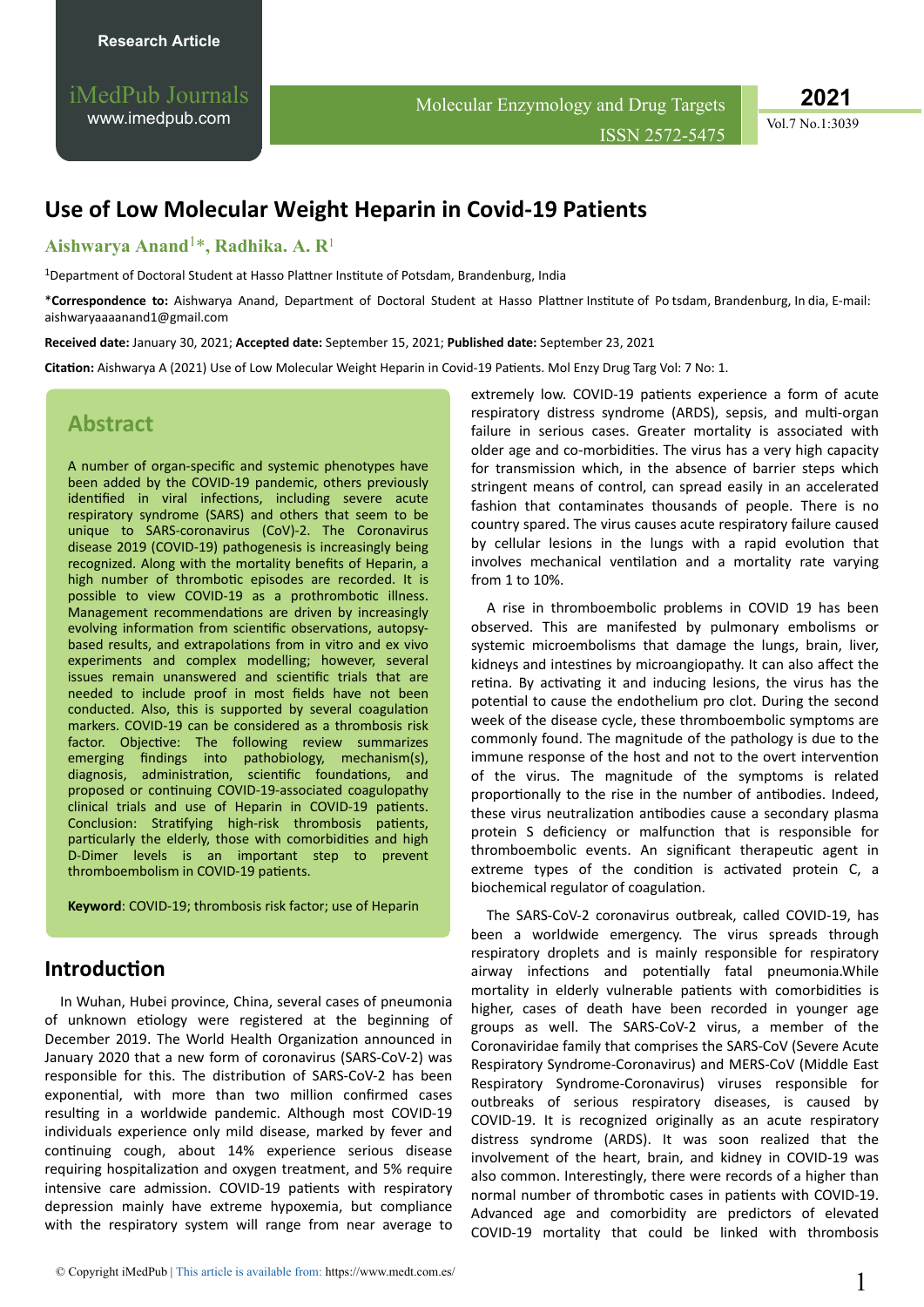Research Article

# Use of Low Molecular Weight Heparin in Covid-19 Patients

**Aishwarya Anand[1]*, Radhika. A. R[1]**

[1]Department of Doctoral Student at Hasso Plattner Institute of Potsdam, Brandenburg, India

***Correspondence to:** Aishwarya Anand, Department of Doctoral Student at Hasso Plattner Institute of Po tsdam, Brandenburg, In dia, E-mail: aishwaryaaaanand1@gmail.com

**Received date:** January 30, 2021; **Accepted date:** September 15, 2021; **Published date:** September 23, 2021

**Citation:** Aishwarya A (2021) Use of Low Molecular Weight Heparin in Covid-19 Patients. Mol Enzy Drug Targ Vol: 7 No: 1.

## Abstract

A number of organ-specific and systemic phenotypes have been added by the COVID-19 pandemic, others previously identified in viral infections, including severe acute respiratory syndrome (SARS) and others that seem to be unique to SARS-coronavirus (CoV)-2. The Coronavirus disease 2019 (COVID-19) pathogenesis is increasingly being recognized. Along with the mortality benefits of Heparin, a high number of thrombotic episodes are recorded. It is possible to view COVID-19 as a prothrombotic illness. Management recommendations are driven by increasingly evolving information from scientific observations, autopsy-based results, and extrapolations from in vitro and ex vivo experiments and complex modelling; however, several issues remain unanswered and scientific trials that are needed to include proof in most fields have not been conducted. Also, this is supported by several coagulation markers. COVID-19 can be considered as a thrombosis risk factor. Objective: The following review summarizes emerging findings into pathobiology, mechanism(s), diagnosis, administration, scientific foundations, and proposed or continuing COVID-19-associated coagulopathy clinical trials and use of Heparin in COVID-19 patients. Conclusion: Stratifying high-risk thrombosis patients, particularly the elderly, those with comorbidities and high D-Dimer levels is an important step to prevent thromboembolism in COVID-19 patients.

**Keyword**: COVID-19; thrombosis risk factor; use of Heparin

## Introduction

In Wuhan, Hubei province, China, several cases of pneumonia of unknown etiology were registered at the beginning of December 2019. The World Health Organization announced in January 2020 that a new form of coronavirus (SARS-CoV-2) was responsible for this. The distribution of SARS-CoV-2 has been exponential, with more than two million confirmed cases resulting in a worldwide pandemic. Although most COVID-19 individuals experience only mild disease, marked by fever and continuing cough, about 14% experience serious disease requiring hospitalization and oxygen treatment, and 5% require intensive care admission. COVID-19 patients with respiratory depression mainly have extreme hypoxemia, but compliance with the respiratory system will range from near average to extremely low. COVID-19 patients experience a form of acute respiratory distress syndrome (ARDS), sepsis, and multi-organ failure in serious cases. Greater mortality is associated with older age and co-morbidities. The virus has a very high capacity for transmission which, in the absence of barrier steps which stringent means of control, can spread easily in an accelerated fashion that contaminates thousands of people. There is no country spared. The virus causes acute respiratory failure caused by cellular lesions in the lungs with a rapid evolution that involves mechanical ventilation and a mortality rate varying from 1 to 10%.

A rise in thromboembolic problems in COVID 19 has been observed. This are manifested by pulmonary embolisms or systemic microembolisms that damage the lungs, brain, liver, kidneys and intestines by microangiopathy. It can also affect the retina. By activating it and inducing lesions, the virus has the potential to cause the endothelium pro clot. During the second week of the disease cycle, these thromboembolic symptoms are commonly found. The magnitude of the pathology is due to the immune response of the host and not to the overt intervention of the virus. The magnitude of the symptoms is related proportionally to the rise in the number of antibodies. Indeed, these virus neutralization antibodies cause a secondary plasma protein S deficiency or malfunction that is responsible for thromboembolic events. An significant therapeutic agent in extreme types of the condition is activated protein C, a biochemical regulator of coagulation.

The SARS-CoV-2 coronavirus outbreak, called COVID-19, has been a worldwide emergency. The virus spreads through respiratory droplets and is mainly responsible for respiratory airway infections and potentially fatal pneumonia.While mortality in elderly vulnerable patients with comorbidities is higher, cases of death have been recorded in younger age groups as well. The SARS-CoV-2 virus, a member of the Coronaviridae family that comprises the SARS-CoV (Severe Acute Respiratory Syndrome-Coronavirus) and MERS-CoV (Middle East Respiratory Syndrome-Coronavirus) viruses responsible for outbreaks of serious respiratory diseases, is caused by COVID-19. It is recognized originally as an acute respiratory distress syndrome (ARDS). It was soon realized that the involvement of the heart, brain, and kidney in COVID-19 was also common. Interestingly, there were records of a higher than normal number of thrombotic cases in patients with COVID-19. Advanced age and comorbidity are predictors of elevated COVID-19 mortality that could be linked with thrombosis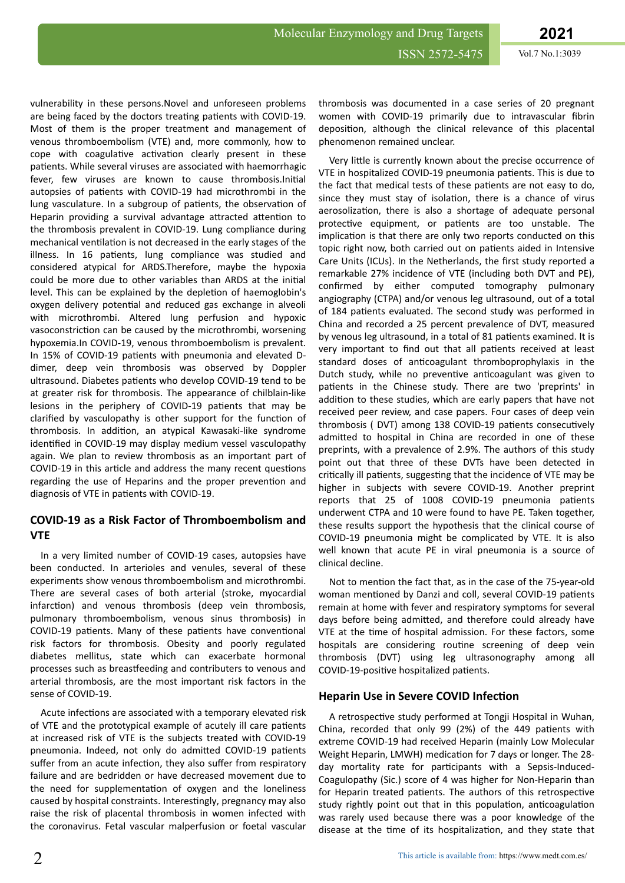vulnerability in these persons.Novel and unforeseen problems are being faced by the doctors treating patients with COVID-19. Most of them is the proper treatment and management of venous thromboembolism (VTE) and, more commonly, how to cope with coagulative activation clearly present in these patients. While several viruses are associated with haemorrhagic fever, few viruses are known to cause thrombosis.Initial autopsies of patients with COVID-19 had microthrombi in the lung vasculature. In a subgroup of patients, the observation of Heparin providing a survival advantage attracted attention to the thrombosis prevalent in COVID-19. Lung compliance during mechanical ventilation is not decreased in the early stages of the illness. In 16 patients, lung compliance was studied and considered atypical for ARDS.Therefore, maybe the hypoxia could be more due to other variables than ARDS at the initial level. This can be explained by the depletion of haemoglobin's oxygen delivery potential and reduced gas exchange in alveoli with microthrombi. Altered lung perfusion and hypoxic vasoconstriction can be caused by the microthrombi, worsening hypoxemia.In COVID-19, venous thromboembolism is prevalent. In 15% of COVID-19 patients with pneumonia and elevated D-dimer, deep vein thrombosis was observed by Doppler ultrasound. Diabetes patients who develop COVID-19 tend to be at greater risk for thrombosis. The appearance of chilblain-like lesions in the periphery of COVID-19 patients that may be clarified by vasculopathy is other support for the function of thrombosis. In addition, an atypical Kawasaki-like syndrome identified in COVID-19 may display medium vessel vasculopathy again. We plan to review thrombosis as an important part of COVID-19 in this article and address the many recent questions regarding the use of Heparins and the proper prevention and diagnosis of VTE in patients with COVID-19.

## COVID-19 as a Risk Factor of Thromboembolism and VTE

In a very limited number of COVID-19 cases, autopsies have been conducted. In arterioles and venules, several of these experiments show venous thromboembolism and microthrombi. There are several cases of both arterial (stroke, myocardial infarction) and venous thrombosis (deep vein thrombosis, pulmonary thromboembolism, venous sinus thrombosis) in COVID-19 patients. Many of these patients have conventional risk factors for thrombosis. Obesity and poorly regulated diabetes mellitus, state which can exacerbate hormonal processes such as breastfeeding and contributers to venous and arterial thrombosis, are the most important risk factors in the sense of COVID-19.

Acute infections are associated with a temporary elevated risk of VTE and the prototypical example of acutely ill care patients at increased risk of VTE is the subjects treated with COVID-19 pneumonia. Indeed, not only do admitted COVID-19 patients suffer from an acute infection, they also suffer from respiratory failure and are bedridden or have decreased movement due to the need for supplementation of oxygen and the loneliness caused by hospital constraints. Interestingly, pregnancy may also raise the risk of placental thrombosis in women infected with the coronavirus. Fetal vascular malperfusion or foetal vascular thrombosis was documented in a case series of 20 pregnant women with COVID-19 primarily due to intravascular fibrin deposition, although the clinical relevance of this placental phenomenon remained unclear.

Very little is currently known about the precise occurrence of VTE in hospitalized COVID-19 pneumonia patients. This is due to the fact that medical tests of these patients are not easy to do, since they must stay of isolation, there is a chance of virus aerosolization, there is also a shortage of adequate personal protective equipment, or patients are too unstable. The implication is that there are only two reports conducted on this topic right now, both carried out on patients aided in Intensive Care Units (ICUs). In the Netherlands, the first study reported a remarkable 27% incidence of VTE (including both DVT and PE), confirmed by either computed tomography pulmonary angiography (CTPA) and/or venous leg ultrasound, out of a total of 184 patients evaluated. The second study was performed in China and recorded a 25 percent prevalence of DVT, measured by venous leg ultrasound, in a total of 81 patients examined. It is very important to find out that all patients received at least standard doses of anticoagulant thromboprophylaxis in the Dutch study, while no preventive anticoagulant was given to patients in the Chinese study. There are two 'preprints' in addition to these studies, which are early papers that have not received peer review, and case papers. Four cases of deep vein thrombosis ( DVT) among 138 COVID-19 patients consecutively admitted to hospital in China are recorded in one of these preprints, with a prevalence of 2.9%. The authors of this study point out that three of these DVTs have been detected in critically ill patients, suggesting that the incidence of VTE may be higher in subjects with severe COVID-19. Another preprint reports that 25 of 1008 COVID-19 pneumonia patients underwent CTPA and 10 were found to have PE. Taken together, these results support the hypothesis that the clinical course of COVID-19 pneumonia might be complicated by VTE. It is also well known that acute PE in viral pneumonia is a source of clinical decline.

Not to mention the fact that, as in the case of the 75-year-old woman mentioned by Danzi and coll, several COVID-19 patients remain at home with fever and respiratory symptoms for several days before being admitted, and therefore could already have VTE at the time of hospital admission. For these factors, some hospitals are considering routine screening of deep vein thrombosis (DVT) using leg ultrasonography among all COVID-19-positive hospitalized patients.

## Heparin Use in Severe COVID Infection

A retrospective study performed at Tongji Hospital in Wuhan, China, recorded that only 99 (2%) of the 449 patients with extreme COVID-19 had received Heparin (mainly Low Molecular Weight Heparin, LMWH) medication for 7 days or longer. The 28-day mortality rate for participants with a Sepsis-Induced-Coagulopathy (Sic.) score of 4 was higher for Non-Heparin than for Heparin treated patients. The authors of this retrospective study rightly point out that in this population, anticoagulation was rarely used because there was a poor knowledge of the disease at the time of its hospitalization, and they state that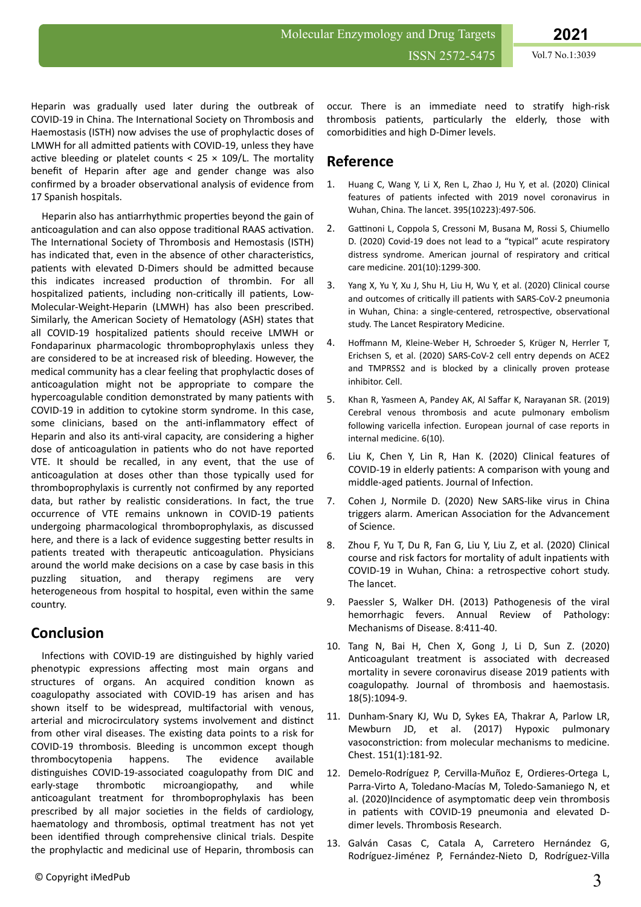Heparin was gradually used later during the outbreak of COVID-19 in China. The International Society on Thrombosis and Haemostasis (ISTH) now advises the use of prophylactic doses of LMWH for all admitted patients with COVID-19, unless they have active bleeding or platelet counts < 25 × 109/L. The mortality benefit of Heparin after age and gender change was also confirmed by a broader observational analysis of evidence from 17 Spanish hospitals.

Heparin also has antiarrhythmic properties beyond the gain of anticoagulation and can also oppose traditional RAAS activation. The International Society of Thrombosis and Hemostasis (ISTH) has indicated that, even in the absence of other characteristics, patients with elevated D-Dimers should be admitted because this indicates increased production of thrombin. For all hospitalized patients, including non-critically ill patients, Low-Molecular-Weight-Heparin (LMWH) has also been prescribed. Similarly, the American Society of Hematology (ASH) states that all COVID-19 hospitalized patients should receive LMWH or Fondaparinux pharmacologic thromboprophylaxis unless they are considered to be at increased risk of bleeding. However, the medical community has a clear feeling that prophylactic doses of anticoagulation might not be appropriate to compare the hypercoagulable condition demonstrated by many patients with COVID-19 in addition to cytokine storm syndrome. In this case, some clinicians, based on the anti-inflammatory effect of Heparin and also its anti-viral capacity, are considering a higher dose of anticoagulation in patients who do not have reported VTE. It should be recalled, in any event, that the use of anticoagulation at doses other than those typically used for thromboprophylaxis is currently not confirmed by any reported data, but rather by realistic considerations. In fact, the true occurrence of VTE remains unknown in COVID-19 patients undergoing pharmacological thromboprophylaxis, as discussed here, and there is a lack of evidence suggesting better results in patients treated with therapeutic anticoagulation. Physicians around the world make decisions on a case by case basis in this puzzling situation, and therapy regimens are very heterogeneous from hospital to hospital, even within the same country.

## Conclusion

Infections with COVID-19 are distinguished by highly varied phenotypic expressions affecting most main organs and structures of organs. An acquired condition known as coagulopathy associated with COVID-19 has arisen and has shown itself to be widespread, multifactorial with venous, arterial and microcirculatory systems involvement and distinct from other viral diseases. The existing data points to a risk for COVID-19 thrombosis. Bleeding is uncommon except though thrombocytopenia happens. The evidence available distinguishes COVID-19-associated coagulopathy from DIC and early-stage thrombotic microangiopathy, and while anticoagulant treatment for thromboprophylaxis has been prescribed by all major societies in the fields of cardiology, haematology and thrombosis, optimal treatment has not yet been identified through comprehensive clinical trials. Despite the prophylactic and medicinal use of Heparin, thrombosis can occur. There is an immediate need to stratify high-risk thrombosis patients, particularly the elderly, those with comorbidities and high D-Dimer levels.

## Reference

1. Huang C, Wang Y, Li X, Ren L, Zhao J, Hu Y, et al. (2020) Clinical features of patients infected with 2019 novel coronavirus in Wuhan, China. The lancet. 395(10223):497-506.
2. Gattinoni L, Coppola S, Cressoni M, Busana M, Rossi S, Chiumello D. (2020) Covid-19 does not lead to a "typical" acute respiratory distress syndrome. American journal of respiratory and critical care medicine. 201(10):1299-300.
3. Yang X, Yu Y, Xu J, Shu H, Liu H, Wu Y, et al. (2020) Clinical course and outcomes of critically ill patients with SARS-CoV-2 pneumonia in Wuhan, China: a single-centered, retrospective, observational study. The Lancet Respiratory Medicine.
4. Hoffmann M, Kleine-Weber H, Schroeder S, Krüger N, Herrler T, Erichsen S, et al. (2020) SARS-CoV-2 cell entry depends on ACE2 and TMPRSS2 and is blocked by a clinically proven protease inhibitor. Cell.
5. Khan R, Yasmeen A, Pandey AK, Al Saffar K, Narayanan SR. (2019) Cerebral venous thrombosis and acute pulmonary embolism following varicella infection. European journal of case reports in internal medicine. 6(10).
6. Liu K, Chen Y, Lin R, Han K. (2020) Clinical features of COVID-19 in elderly patients: A comparison with young and middle-aged patients. Journal of Infection.
7. Cohen J, Normile D. (2020) New SARS-like virus in China triggers alarm. American Association for the Advancement of Science.
8. Zhou F, Yu T, Du R, Fan G, Liu Y, Liu Z, et al. (2020) Clinical course and risk factors for mortality of adult inpatients with COVID-19 in Wuhan, China: a retrospective cohort study. The lancet.
9. Paessler S, Walker DH. (2013) Pathogenesis of the viral hemorrhagic fevers. Annual Review of Pathology: Mechanisms of Disease. 8:411-40.
10. Tang N, Bai H, Chen X, Gong J, Li D, Sun Z. (2020) Anticoagulant treatment is associated with decreased mortality in severe coronavirus disease 2019 patients with coagulopathy. Journal of thrombosis and haemostasis. 18(5):1094-9.
11. Dunham-Snary KJ, Wu D, Sykes EA, Thakrar A, Parlow LR, Mewburn JD, et al. (2017) Hypoxic pulmonary vasoconstriction: from molecular mechanisms to medicine. Chest. 151(1):181-92.
12. Demelo-Rodríguez P, Cervilla-Muñoz E, Ordieres-Ortega L, Parra-Virto A, Toledano-Macías M, Toledo-Samaniego N, et al. (2020)Incidence of asymptomatic deep vein thrombosis in patients with COVID-19 pneumonia and elevated D-dimer levels. Thrombosis Research.
13. Galván Casas C, Catala A, Carretero Hernández G, Rodríguez-Jiménez P, Fernández-Nieto D, Rodríguez-Villa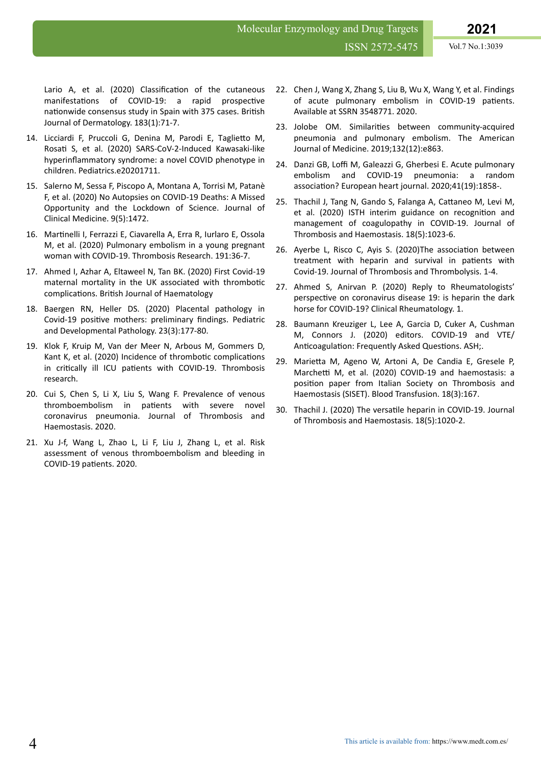Lario A, et al. (2020) Classification of the cutaneous manifestations of COVID-19: a rapid prospective nationwide consensus study in Spain with 375 cases. British Journal of Dermatology. 183(1):71-7.

14. Licciardi F, Pruccoli G, Denina M, Parodi E, Taglietto M, Rosati S, et al. (2020) SARS-CoV-2-Induced Kawasaki-like hyperinflammatory syndrome: a novel COVID phenotype in children. Pediatrics.e20201711.
15. Salerno M, Sessa F, Piscopo A, Montana A, Torrisi M, Patanè F, et al. (2020) No Autopsies on COVID-19 Deaths: A Missed Opportunity and the Lockdown of Science. Journal of Clinical Medicine. 9(5):1472.
16. Martinelli I, Ferrazzi E, Ciavarella A, Erra R, Iurlaro E, Ossola M, et al. (2020) Pulmonary embolism in a young pregnant woman with COVID-19. Thrombosis Research. 191:36-7.
17. Ahmed I, Azhar A, Eltaweel N, Tan BK. (2020) First Covid-19 maternal mortality in the UK associated with thrombotic complications. British Journal of Haematology
18. Baergen RN, Heller DS. (2020) Placental pathology in Covid-19 positive mothers: preliminary findings. Pediatric and Developmental Pathology. 23(3):177-80.
19. Klok F, Kruip M, Van der Meer N, Arbous M, Gommers D, Kant K, et al. (2020) Incidence of thrombotic complications in critically ill ICU patients with COVID-19. Thrombosis research.
20. Cui S, Chen S, Li X, Liu S, Wang F. Prevalence of venous thromboembolism in patients with severe novel coronavirus pneumonia. Journal of Thrombosis and Haemostasis. 2020.
21. Xu J-f, Wang L, Zhao L, Li F, Liu J, Zhang L, et al. Risk assessment of venous thromboembolism and bleeding in COVID-19 patients. 2020.
22. Chen J, Wang X, Zhang S, Liu B, Wu X, Wang Y, et al. Findings of acute pulmonary embolism in COVID-19 patients. Available at SSRN 3548771. 2020.
23. Jolobe OM. Similarities between community-acquired pneumonia and pulmonary embolism. The American Journal of Medicine. 2019;132(12):e863.
24. Danzi GB, Loffi M, Galeazzi G, Gherbesi E. Acute pulmonary embolism and COVID-19 pneumonia: a random association? European heart journal. 2020;41(19):1858-.
25. Thachil J, Tang N, Gando S, Falanga A, Cattaneo M, Levi M, et al. (2020) ISTH interim guidance on recognition and management of coagulopathy in COVID-19. Journal of Thrombosis and Haemostasis. 18(5):1023-6.
26. Ayerbe L, Risco C, Ayis S. (2020)The association between treatment with heparin and survival in patients with Covid-19. Journal of Thrombosis and Thrombolysis. 1-4.
27. Ahmed S, Anirvan P. (2020) Reply to Rheumatologists' perspective on coronavirus disease 19: is heparin the dark horse for COVID-19? Clinical Rheumatology. 1.
28. Baumann Kreuziger L, Lee A, Garcia D, Cuker A, Cushman M, Connors J. (2020) editors. COVID-19 and VTE/ Anticoagulation: Frequently Asked Questions. ASH;.
29. Marietta M, Ageno W, Artoni A, De Candia E, Gresele P, Marchetti M, et al. (2020) COVID-19 and haemostasis: a position paper from Italian Society on Thrombosis and Haemostasis (SISET). Blood Transfusion. 18(3):167.
30. Thachil J. (2020) The versatile heparin in COVID-19. Journal of Thrombosis and Haemostasis. 18(5):1020-2.